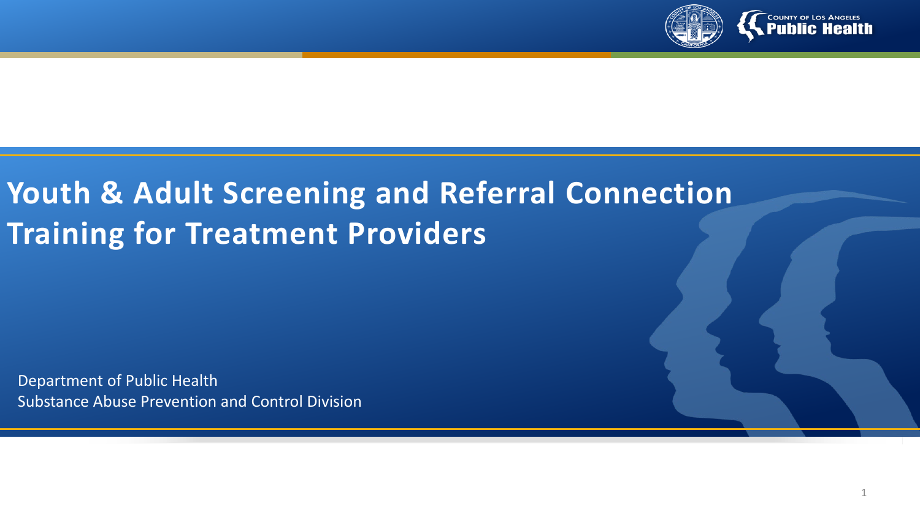# Youth & Adult Screening and Referral Connection Training for Treatment Providers

Department of Public Health
Substance Abuse Prevention and Control Division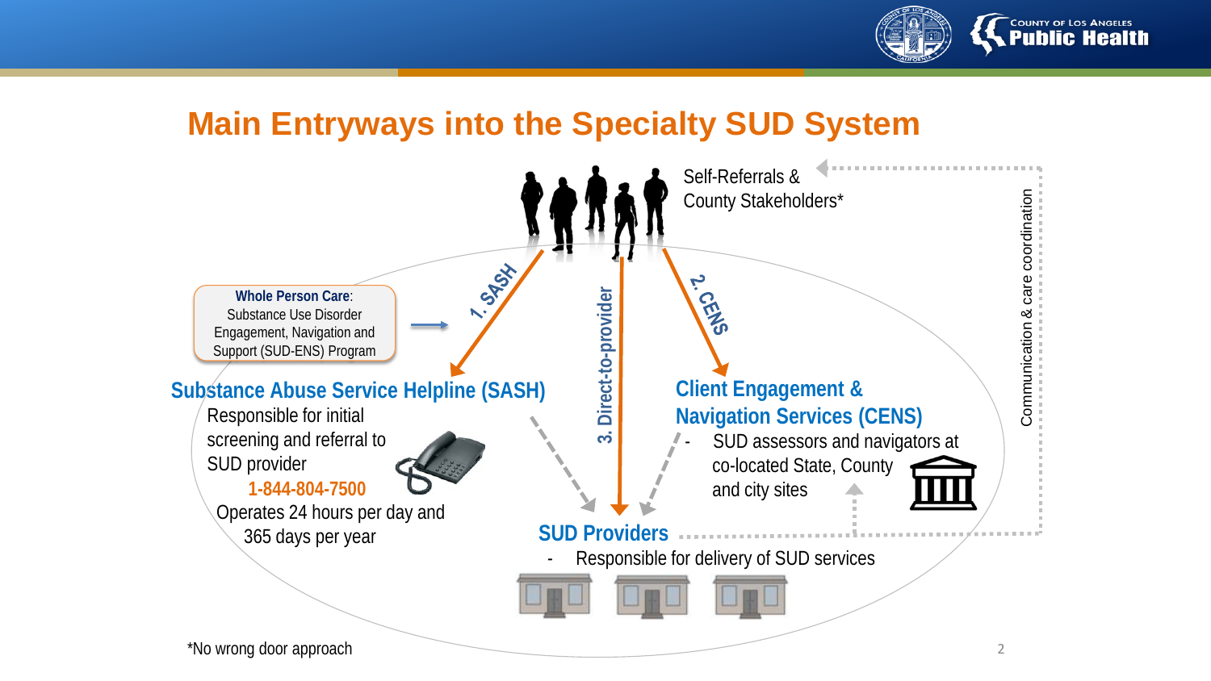# Main Entryways into the Specialty SUD System

Self-Referrals & County Stakeholders*

**Whole Person Care**: Substance Use Disorder Engagement, Navigation and Support (SUD-ENS) Program

1. SASH

2. CENS

3. Direct-to-provider

Communication & care coordination

## Substance Abuse Service Helpline (SASH)

Responsible for initial screening and referral to SUD provider

1-844-804-7500

Operates 24 hours per day and 365 days per year

## Client Engagement & Navigation Services (CENS)

- SUD assessors and navigators at co-located State, County and city sites

## SUD Providers

- Responsible for delivery of SUD services

*No wrong door approach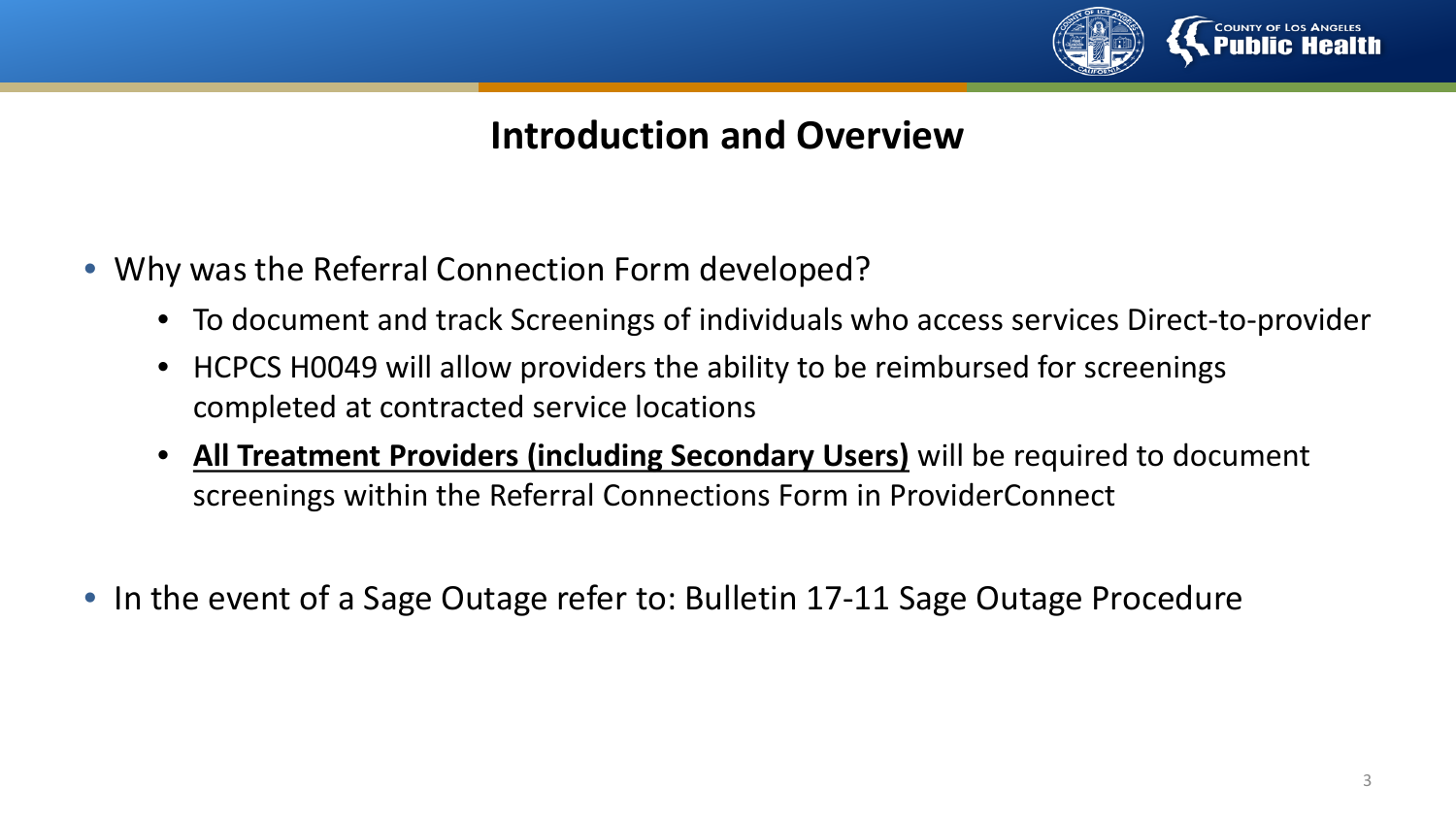# Introduction and Overview

- Why was the Referral Connection Form developed?
  - To document and track Screenings of individuals who access services Direct-to-provider
  - HCPCS H0049 will allow providers the ability to be reimbursed for screenings completed at contracted service locations
  - **<u>All Treatment Providers (including Secondary Users)</u>** will be required to document screenings within the Referral Connections Form in ProviderConnect

- In the event of a Sage Outage refer to: Bulletin 17-11 Sage Outage Procedure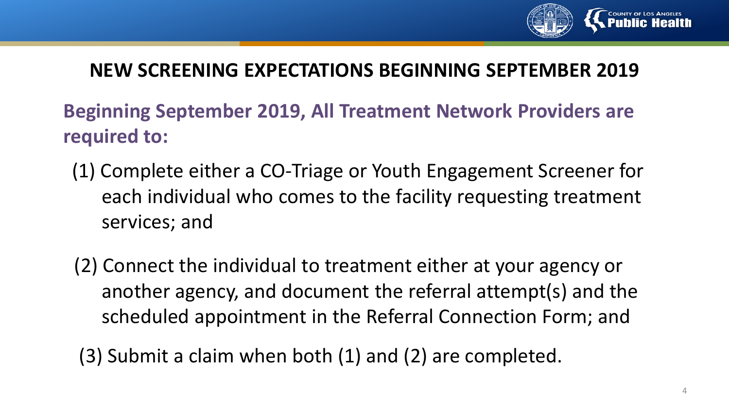## NEW SCREENING EXPECTATIONS BEGINNING SEPTEMBER 2019

**Beginning September 2019, All Treatment Network Providers are required to:**

(1) Complete either a CO-Triage or Youth Engagement Screener for each individual who comes to the facility requesting treatment services; and

(2) Connect the individual to treatment either at your agency or another agency, and document the referral attempt(s) and the scheduled appointment in the Referral Connection Form; and

(3) Submit a claim when both (1) and (2) are completed.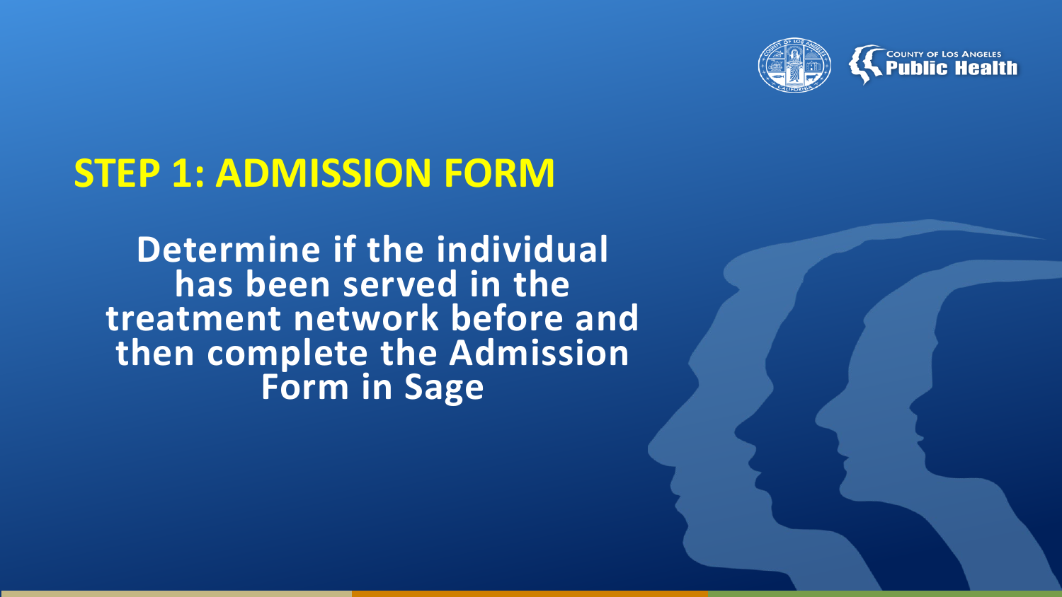## STEP 1: ADMISSION FORM

**Determine if the individual has been served in the treatment network before and then complete the Admission Form in Sage**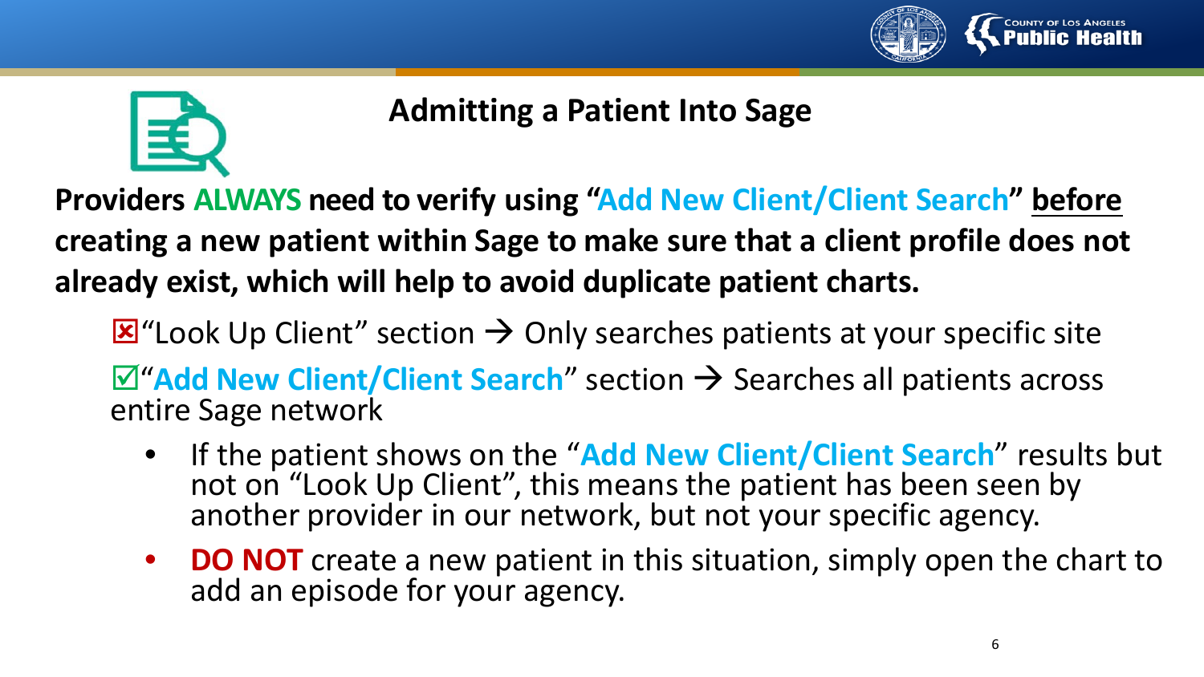# Admitting a Patient Into Sage

**Providers ALWAYS need to verify using "Add New Client/Client Search" before creating a new patient within Sage to make sure that a client profile does not already exist, which will help to avoid duplicate patient charts.**

☒ "Look Up Client" section → Only searches patients at your specific site

☑ "**Add New Client/Client Search**" section → Searches all patients across entire Sage network

- If the patient shows on the "**Add New Client/Client Search**" results but not on "Look Up Client", this means the patient has been seen by another provider in our network, but not your specific agency.
- **DO NOT** create a new patient in this situation, simply open the chart to add an episode for your agency.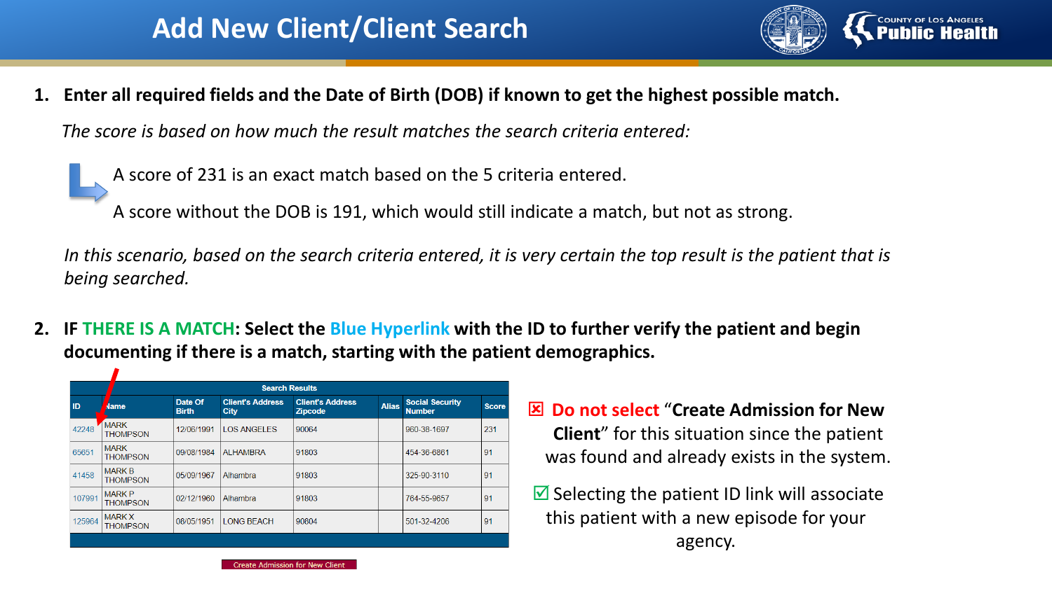# Add New Client/Client Search

1. **Enter all required fields and the Date of Birth (DOB) if known to get the highest possible match.**

   *The score is based on how much the result matches the search criteria entered:*

   A score of 231 is an exact match based on the 5 criteria entered.

   A score without the DOB is 191, which would still indicate a match, but not as strong.

   *In this scenario, based on the search criteria entered, it is very certain the top result is the patient that is being searched.*

2. **IF THERE IS A MATCH: Select the Blue Hyperlink with the ID to further verify the patient and begin documenting if there is a match, starting with the patient demographics.**

**Search Results**

| ID | Name | Date Of Birth | Client's Address City | Client's Address Zipcode | Alias | Social Security Number | Score |
|---|---|---|---|---|---|---|---|
| 42248 | MARK THOMPSON | 12/06/1991 | LOS ANGELES | 90064 | | 960-38-1697 | 231 |
| 65651 | MARK THOMPSON | 09/08/1984 | ALHAMBRA | 91803 | | 454-36-6861 | 91 |
| 41458 | MARK B THOMPSON | 05/09/1967 | Alhambra | 91803 | | 325-90-3110 | 91 |
| 107991 | MARK P THOMPSON | 02/12/1960 | Alhambra | 91803 | | 764-55-9657 | 91 |
| 125964 | MARK X THOMPSON | 08/05/1951 | LONG BEACH | 90804 | | 501-32-4206 | 91 |

Create Admission for New Client

☒ **Do not select "Create Admission for New Client"** for this situation since the patient was found and already exists in the system.

☑ Selecting the patient ID link will associate this patient with a new episode for your agency.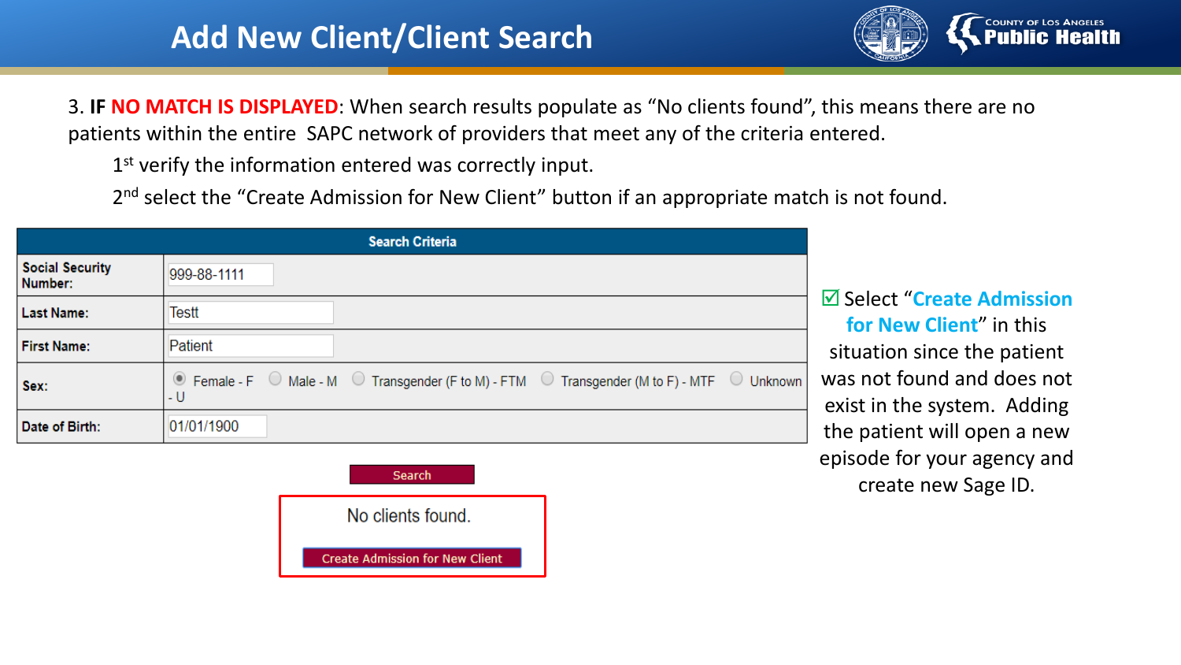# Add New Client/Client Search

3. **IF NO MATCH IS DISPLAYED**: When search results populate as "No clients found", this means there are no patients within the entire SAPC network of providers that meet any of the criteria entered.

   1st verify the information entered was correctly input.

   2nd select the "Create Admission for New Client" button if an appropriate match is not found.

| Search Criteria | |
|---|---|
| Social Security Number: | 999-88-1111 |
| Last Name: | Testt |
| First Name: | Patient |
| Sex: | (●) Female - F ( ) Male - M ( ) Transgender (F to M) - FTM ( ) Transgender (M to F) - MTF ( ) Unknown - U |
| Date of Birth: | 01/01/1900 |

Search

No clients found.

Create Admission for New Client

☑ Select "**Create Admission for New Client**" in this situation since the patient was not found and does not exist in the system. Adding the patient will open a new episode for your agency and create new Sage ID.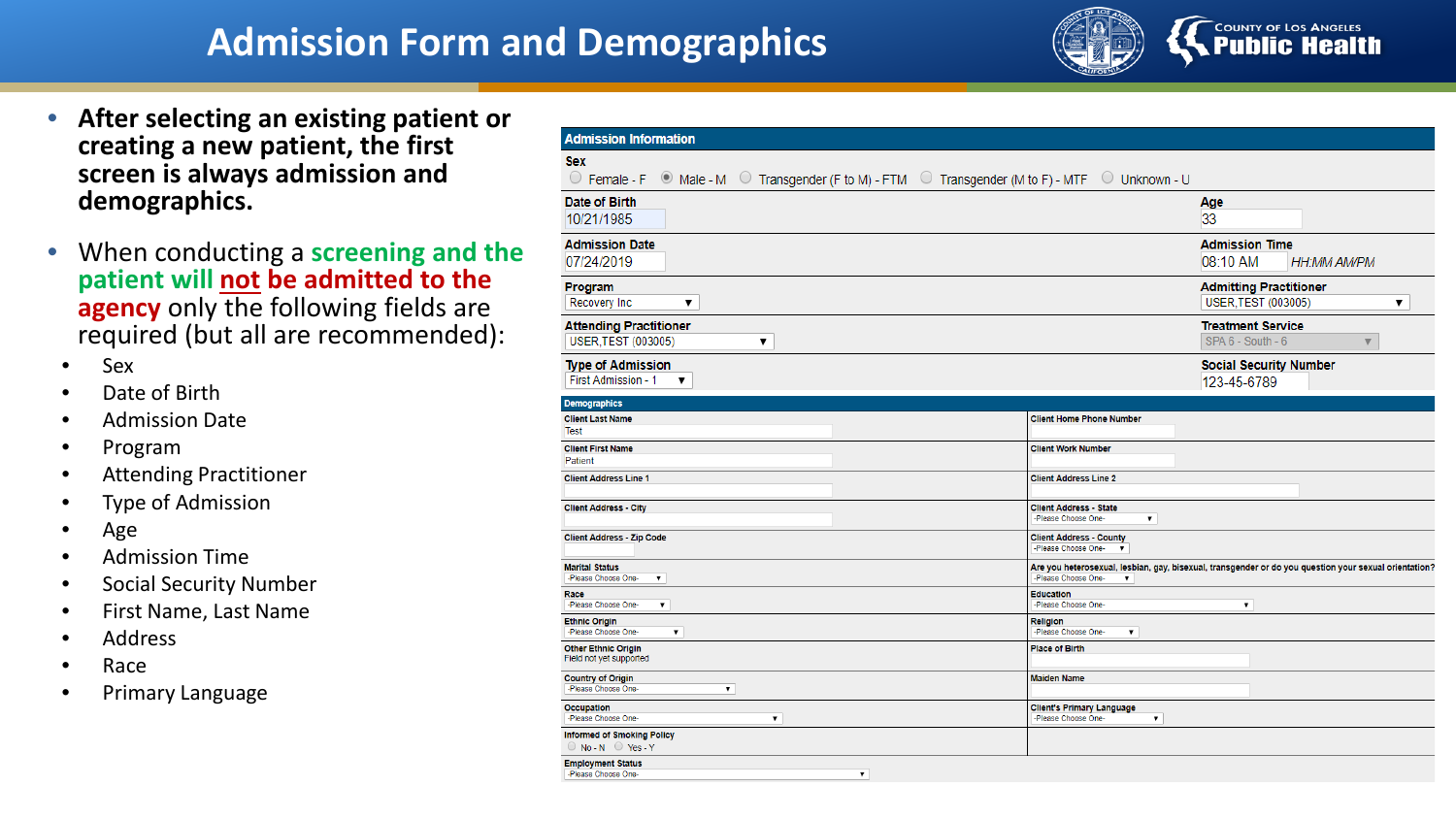# Admission Form and Demographics

- **After selecting an existing patient or creating a new patient, the first screen is always admission and demographics.**
- When conducting a **screening and the patient will not be admitted to the agency** only the following fields are required (but all are recommended):
  - Sex
  - Date of Birth
  - Admission Date
  - Program
  - Attending Practitioner
  - Type of Admission
  - Age
  - Admission Time
  - Social Security Number
  - First Name, Last Name
  - Address
  - Race
  - Primary Language

**Admission Information**

**Sex**
○ Female - F ◉ Male - M ○ Transgender (F to M) - FTM ○ Transgender (M to F) - MTF ○ Unknown - U

| Field | Value | Field | Value |
|---|---|---|---|
| Date of Birth | 10/21/1985 | Age | 33 |
| Admission Date | 07/24/2019 | Admission Time | 08:10 AM HH:MM AM/PM |
| Program | Recovery Inc | Admitting Practitioner | USER,TEST (003005) |
| Attending Practitioner | USER,TEST (003005) | Treatment Service | SPA 6 - South - 6 |
| Type of Admission | First Admission - 1 | Social Security Number | 123-45-6789 |

**Demographics**

| Field | Value | Field | Value |
|---|---|---|---|
| Client Last Name | Test | Client Home Phone Number | |
| Client First Name | Patient | Client Work Number | |
| Client Address Line 1 | | Client Address Line 2 | |
| Client Address - City | | Client Address - State | -Please Choose One- |
| Client Address - Zip Code | | Client Address - County | -Please Choose One- |
| Marital Status | -Please Choose One- | Are you heterosexual, lesbian, gay, bisexual, transgender or do you question your sexual orientation? | -Please Choose One- |
| Race | -Please Choose One- | Education | -Please Choose One- |
| Ethnic Origin | -Please Choose One- | Religion | -Please Choose One- |
| Other Ethnic Origin | Field not yet supported | Place of Birth | |
| Country of Origin | -Please Choose One- | Maiden Name | |
| Occupation | -Please Choose One- | Client's Primary Language | -Please Choose One- |
| Informed of Smoking Policy | ○ No - N ○ Yes - Y | | |
| Employment Status | -Please Choose One- | | |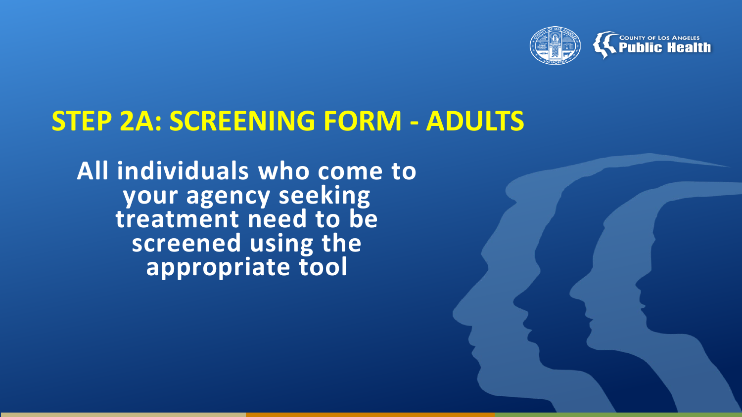# STEP 2A: SCREENING FORM - ADULTS

**All individuals who come to your agency seeking treatment need to be screened using the appropriate tool**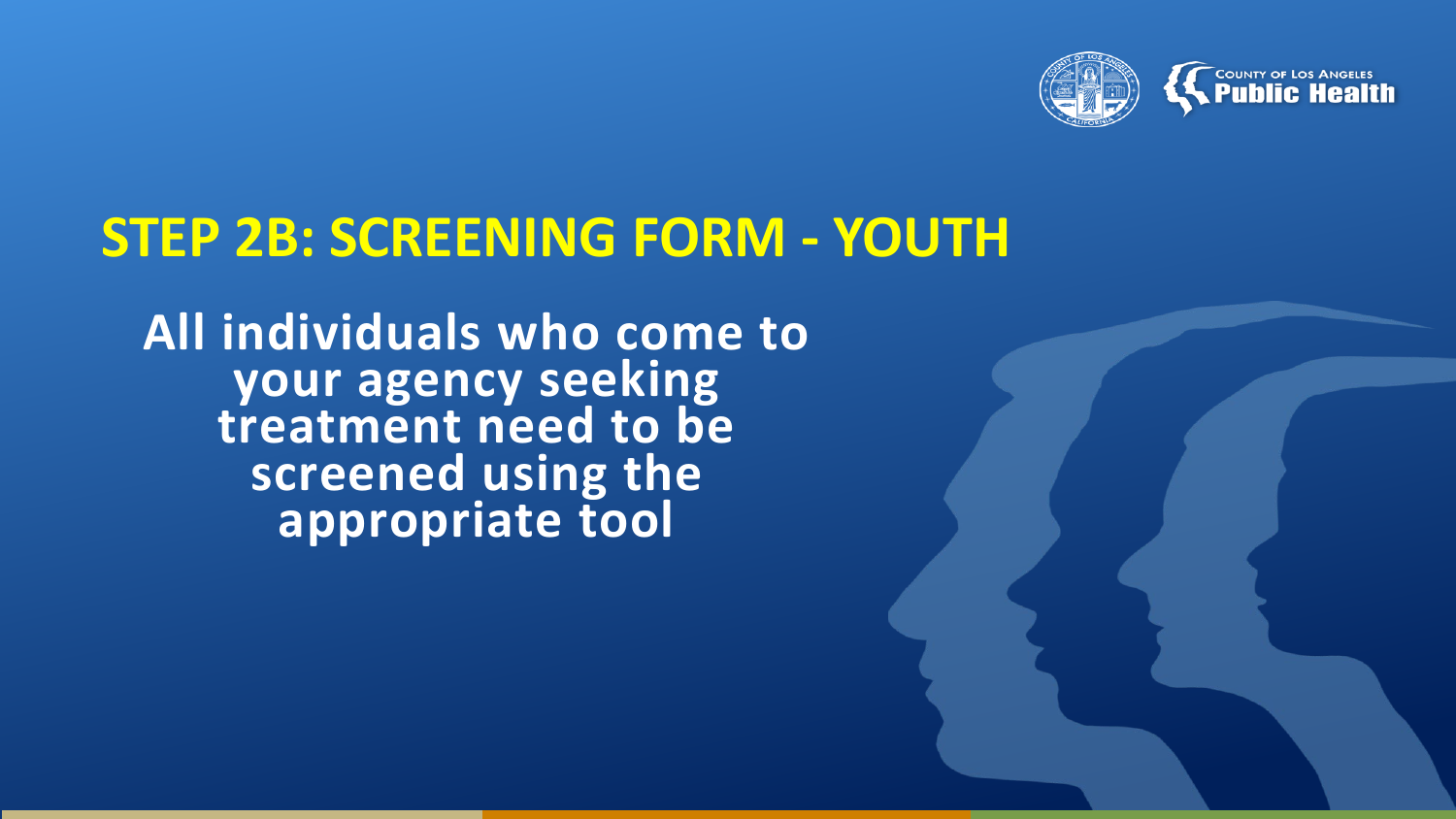# STEP 2B: SCREENING FORM - YOUTH

**All individuals who come to your agency seeking treatment need to be screened using the appropriate tool**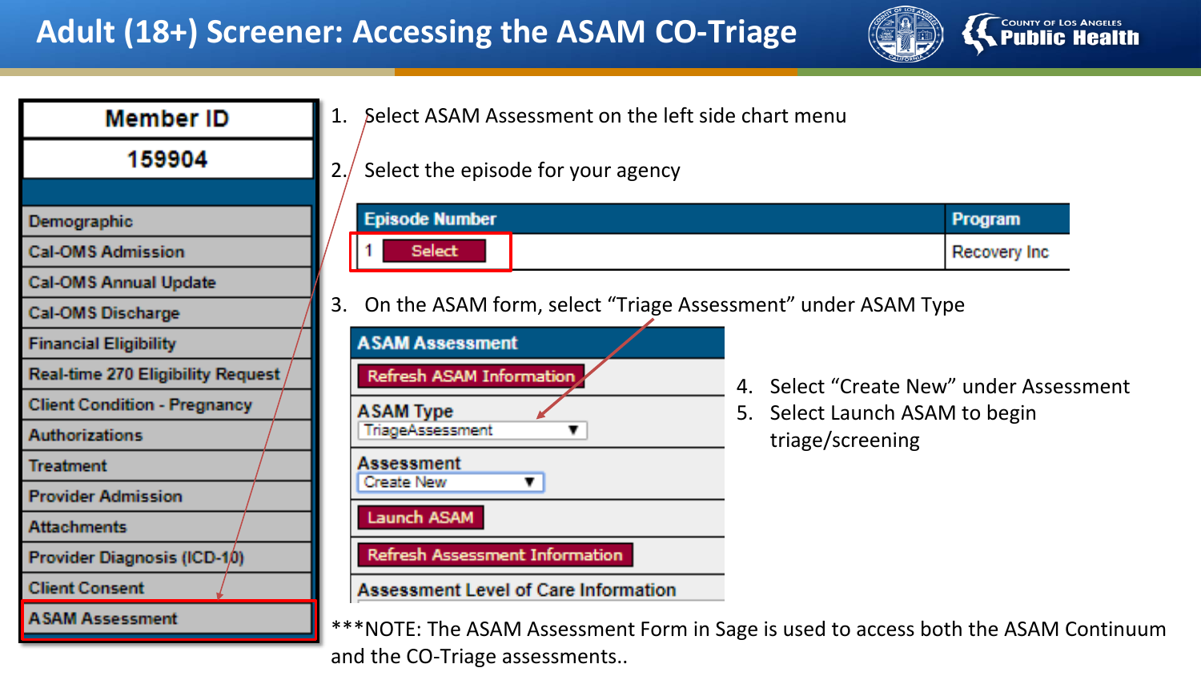# Adult (18+) Screener: Accessing the ASAM CO-Triage

| Member ID |
| --- |
| 159904 |
| Demographic |
| Cal-OMS Admission |
| Cal-OMS Annual Update |
| Cal-OMS Discharge |
| Financial Eligibility |
| Real-time 270 Eligibility Request |
| Client Condition - Pregnancy |
| Authorizations |
| Treatment |
| Provider Admission |
| Attachments |
| Provider Diagnosis (ICD-10) |
| Client Consent |
| ASAM Assessment |

1. Select ASAM Assessment on the left side chart menu
2. Select the episode for your agency

| Episode Number | Program |
| --- | --- |
| 1 Select | Recovery Inc |

3. On the ASAM form, select "Triage Assessment" under ASAM Type

**ASAM Assessment**

- Refresh ASAM Information
- ASAM Type: TriageAssessment
- Assessment: Create New
- Launch ASAM
- Refresh Assessment Information
- Assessment Level of Care Information

4. Select "Create New" under Assessment
5. Select Launch ASAM to begin triage/screening

***NOTE: The ASAM Assessment Form in Sage is used to access both the ASAM Continuum and the CO-Triage assessments..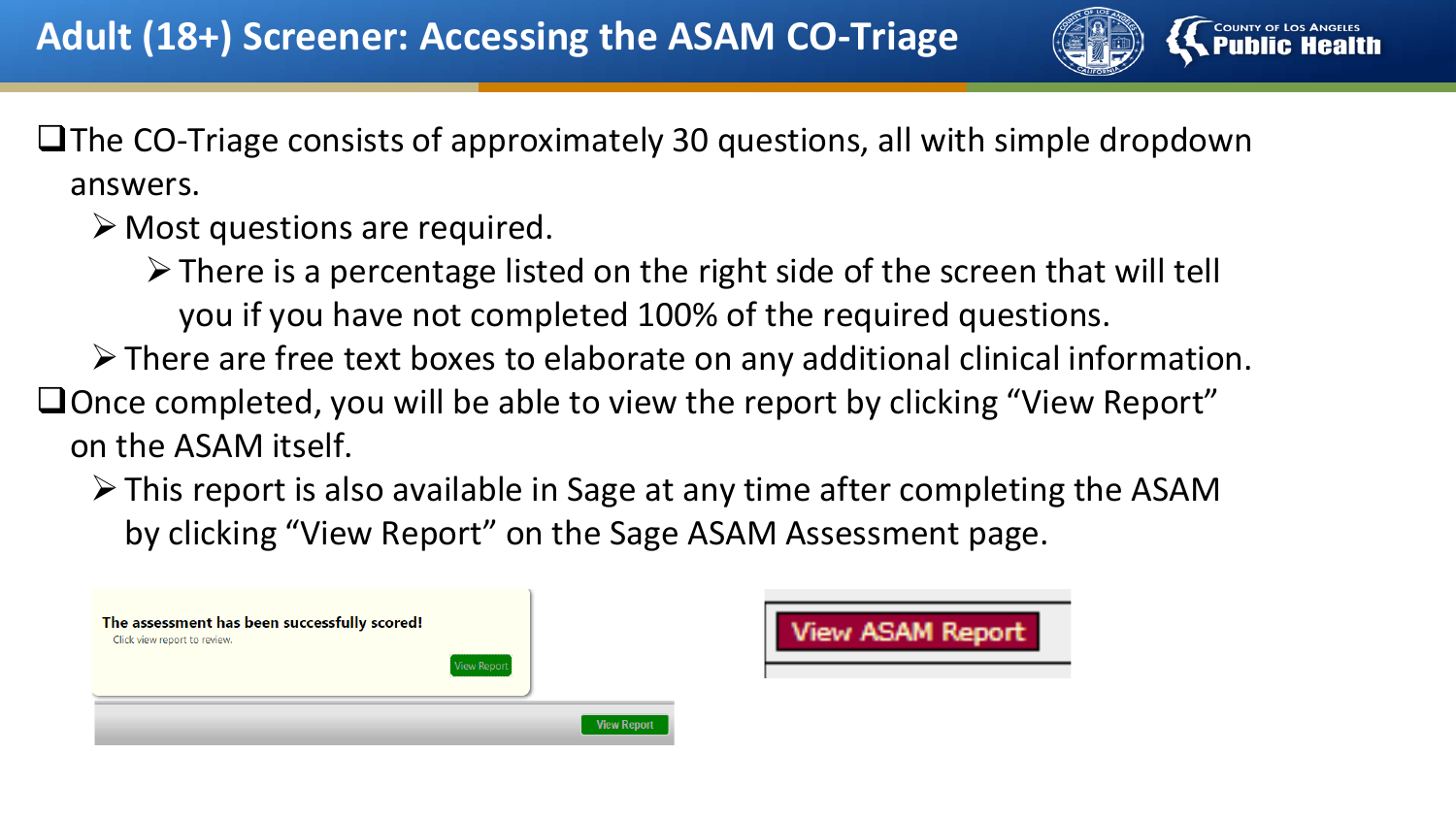# Adult (18+) Screener: Accessing the ASAM CO-Triage

- The CO-Triage consists of approximately 30 questions, all with simple dropdown answers.
  - Most questions are required.
    - There is a percentage listed on the right side of the screen that will tell you if you have not completed 100% of the required questions.
  - There are free text boxes to elaborate on any additional clinical information.
- Once completed, you will be able to view the report by clicking "View Report" on the ASAM itself.
  - This report is also available in Sage at any time after completing the ASAM by clicking "View Report" on the Sage ASAM Assessment page.

**The assessment has been successfully scored!**
Click view report to review.
View Report

View Report

View ASAM Report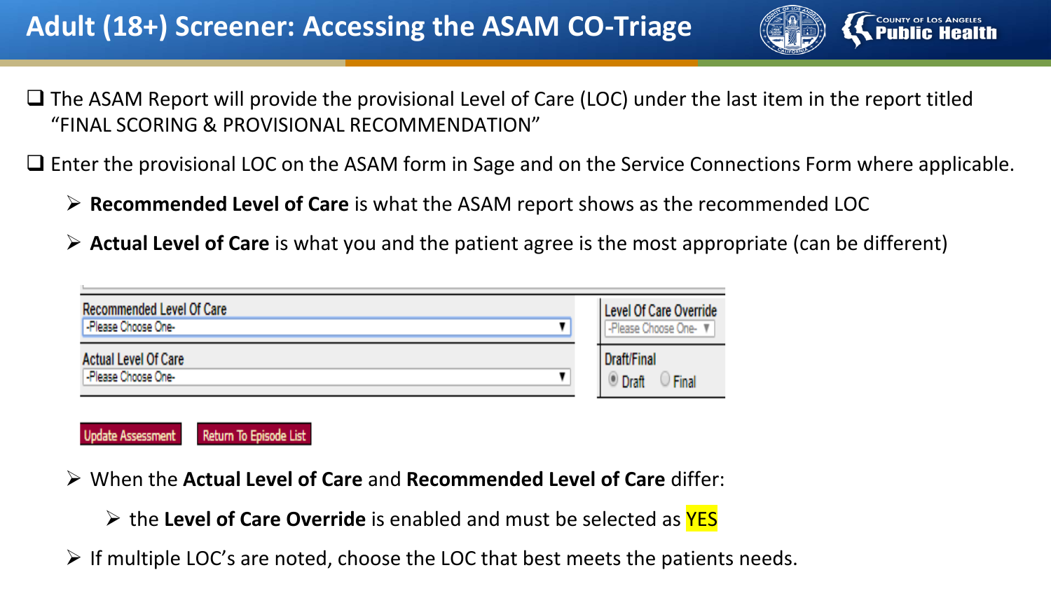# Adult (18+) Screener: Accessing the ASAM CO-Triage

- The ASAM Report will provide the provisional Level of Care (LOC) under the last item in the report titled "FINAL SCORING & PROVISIONAL RECOMMENDATION"
- Enter the provisional LOC on the ASAM form in Sage and on the Service Connections Form where applicable.
  - **Recommended Level of Care** is what the ASAM report shows as the recommended LOC
  - **Actual Level of Care** is what you and the patient agree is the most appropriate (can be different)

| Recommended Level Of Care | Level Of Care Override |
| --- | --- |
| -Please Choose One- | -Please Choose One- |
| **Actual Level Of Care** | **Draft/Final** |
| -Please Choose One- | Draft / Final |

Update Assessment | Return To Episode List

- When the **Actual Level of Care** and **Recommended Level of Care** differ:
  - the **Level of Care Override** is enabled and must be selected as YES
- If multiple LOC's are noted, choose the LOC that best meets the patients needs.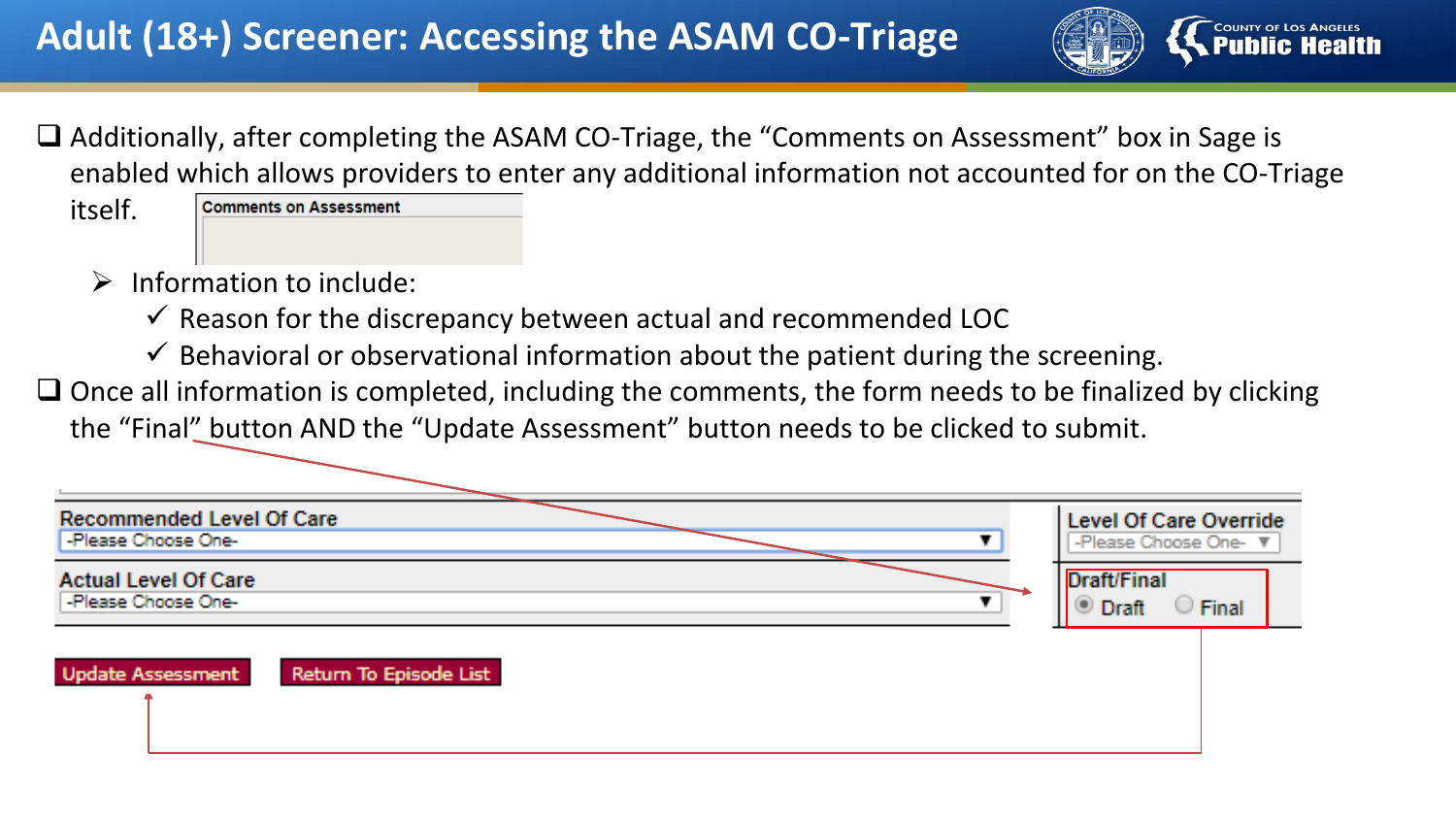# Adult (18+) Screener: Accessing the ASAM CO-Triage

- ❑ Additionally, after completing the ASAM CO-Triage, the "Comments on Assessment" box in Sage is enabled which allows providers to enter any additional information not accounted for on the CO-Triage itself.

  Comments on Assessment

  - ➢ Information to include:
    - ✓ Reason for the discrepancy between actual and recommended LOC
    - ✓ Behavioral or observational information about the patient during the screening.
- ❑ Once all information is completed, including the comments, the form needs to be finalized by clicking the "Final" button AND the "Update Assessment" button needs to be clicked to submit.

Recommended Level Of Care
-Please Choose One-

Actual Level Of Care
-Please Choose One-

Level Of Care Override
-Please Choose One-

Draft/Final
Draft Final

Update Assessment | Return To Episode List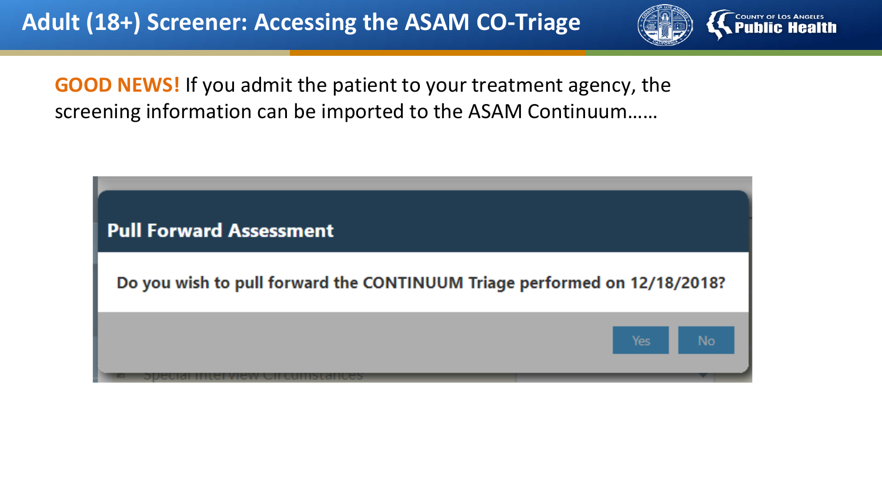# Adult (18+) Screener: Accessing the ASAM CO-Triage

**GOOD NEWS!** If you admit the patient to your treatment agency, the screening information can be imported to the ASAM Continuum……

**Pull Forward Assessment**

Do you wish to pull forward the CONTINUUM Triage performed on 12/18/2018?

Yes No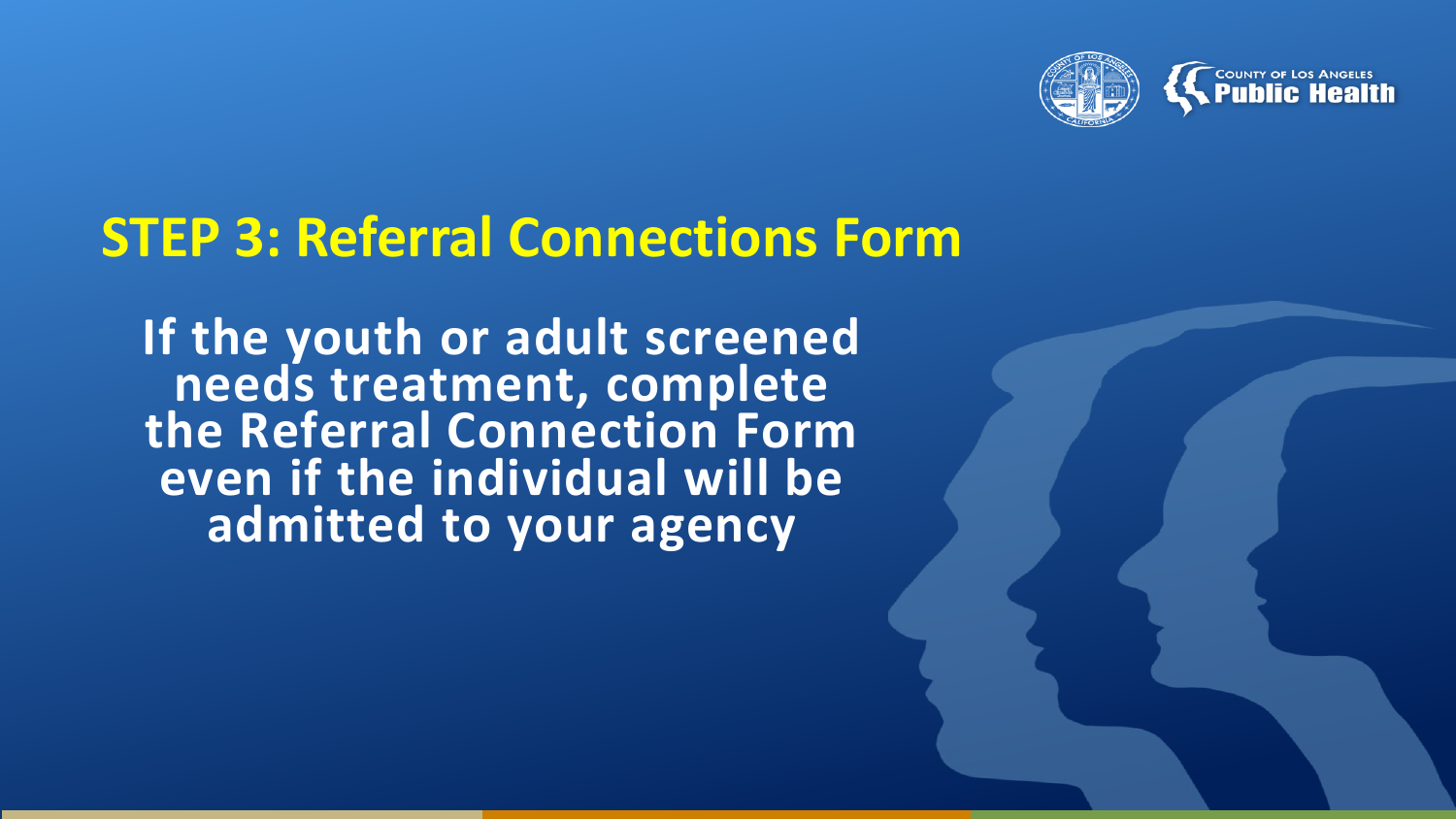## STEP 3: Referral Connections Form

**If the youth or adult screened needs treatment, complete the Referral Connection Form even if the individual will be admitted to your agency**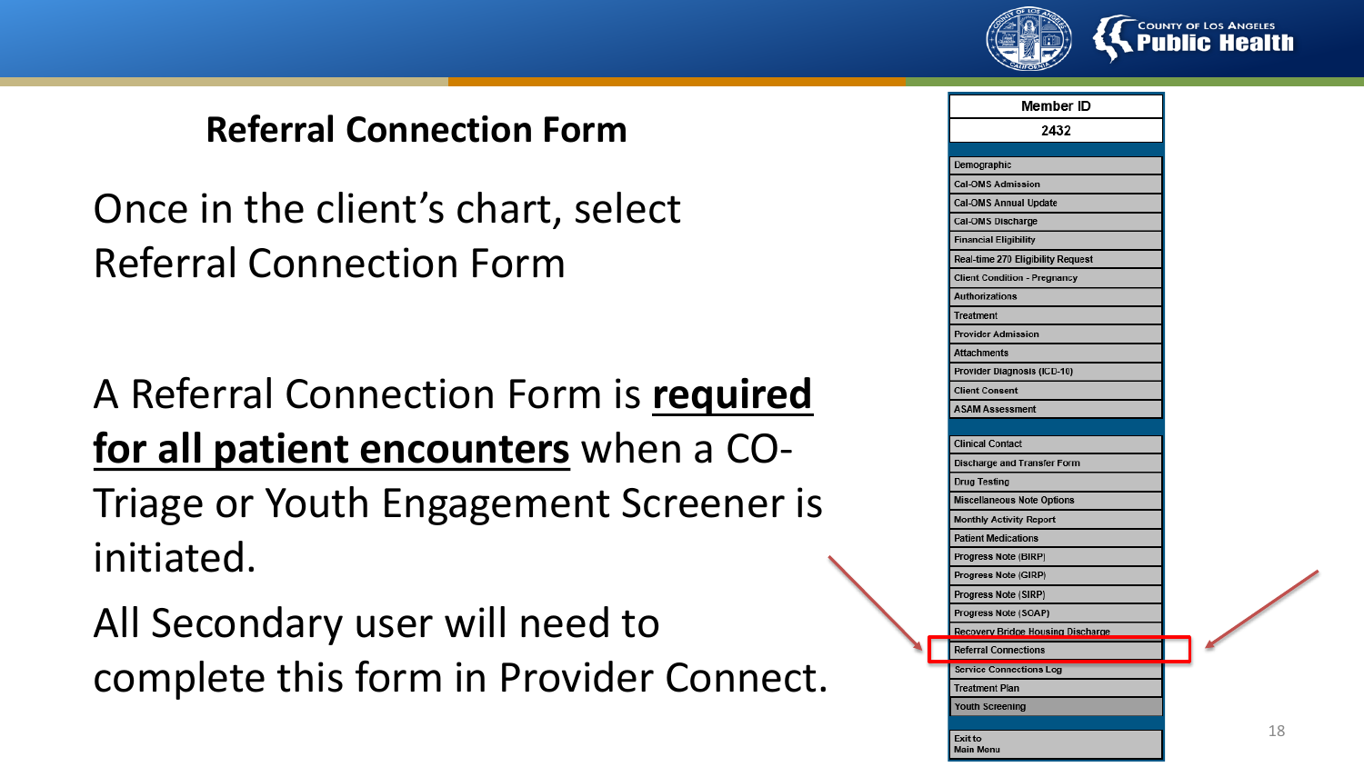# Referral Connection Form

Once in the client's chart, select Referral Connection Form

A Referral Connection Form is **required for all patient encounters** when a CO-Triage or Youth Engagement Screener is initiated.

All Secondary user will need to complete this form in Provider Connect.

| Member ID |
| --- |
| 2432 |
| Demographic |
| Cal-OMS Admission |
| Cal-OMS Annual Update |
| Cal-OMS Discharge |
| Financial Eligibility |
| Real-time 270 Eligibility Request |
| Client Condition - Pregnancy |
| Authorizations |
| Treatment |
| Provider Admission |
| Attachments |
| Provider Diagnosis (ICD-10) |
| Client Consent |
| ASAM Assessment |
| Clinical Contact |
| Discharge and Transfer Form |
| Drug Testing |
| Miscellaneous Note Options |
| Monthly Activity Report |
| Patient Medications |
| Progress Note (BIRP) |
| Progress Note (GIRP) |
| Progress Note (SIRP) |
| Progress Note (SOAP) |
| Recovery Bridge Housing Discharge |
| Referral Connections |
| Service Connections Log |
| Treatment Plan |
| Youth Screening |
| Exit to Main Menu |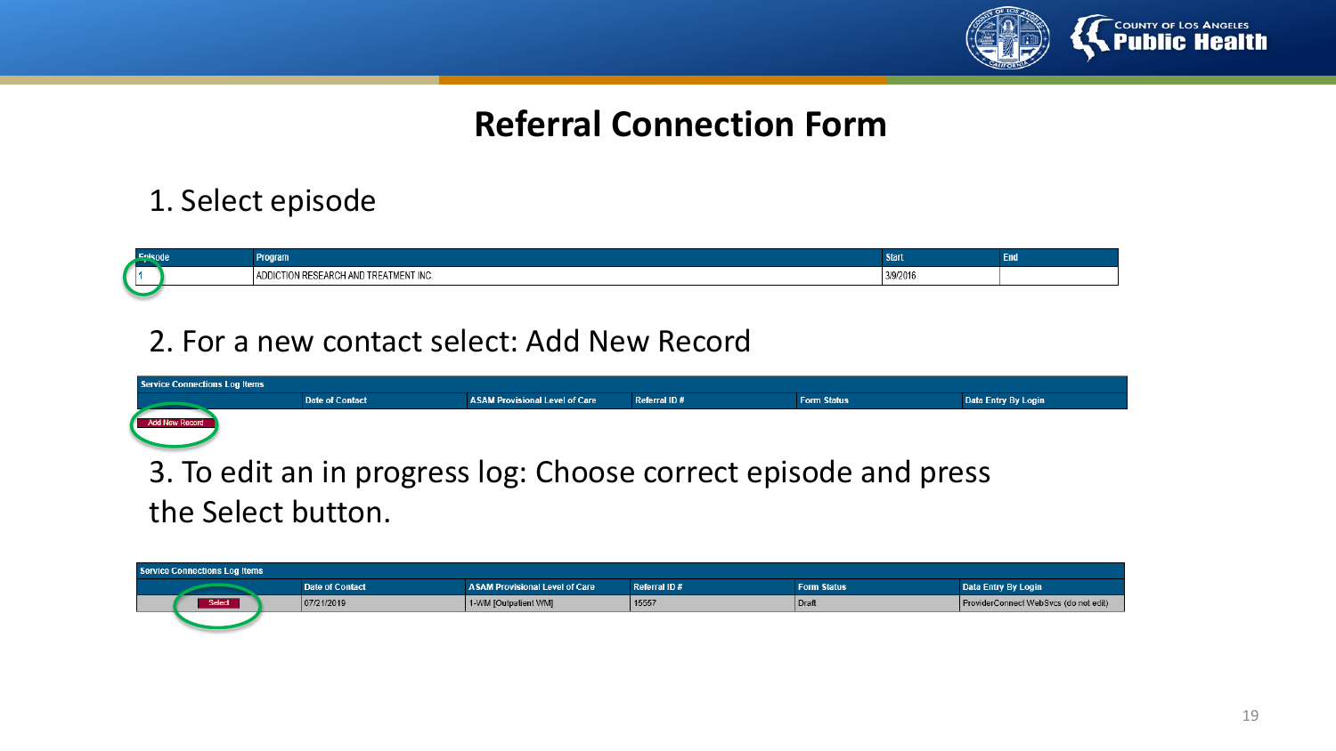# Referral Connection Form

1. Select episode

| Episode | Program | Start | End |
| --- | --- | --- | --- |
| 1 | ADDICTION RESEARCH AND TREATMENT INC. | 3/9/2016 | |

2. For a new contact select: Add New Record

| Service Connections Log Items | | | | | |
| --- | --- | --- | --- | --- | --- |
| | Date of Contact | ASAM Provisional Level of Care | Referral ID # | Form Status | Data Entry By Login |
| Add New Record | | | | | |

3. To edit an in progress log: Choose correct episode and press the Select button.

| Service Connections Log Items | | | | | |
| --- | --- | --- | --- | --- | --- |
| | Date of Contact | ASAM Provisional Level of Care | Referral ID # | Form Status | Data Entry By Login |
| Select | 07/21/2019 | 1-WM [Outpatient WM] | 15557 | Draft | ProviderConnect WebSvcs (do not edit) |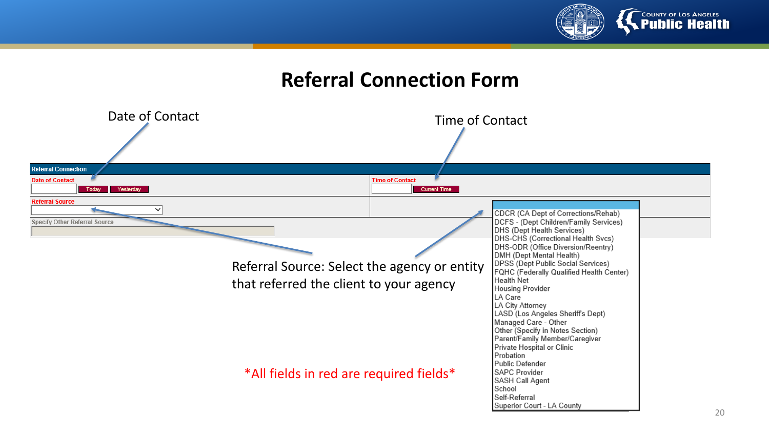# Referral Connection Form

Date of Contact

Time of Contact

**Referral Connection**

Date of Contact — Today | Yesterday

Time of Contact — Current Time

Referral Source

Specify Other Referral Source

- CDCR (CA Dept of Corrections/Rehab)
- DCFS - (Dept Children/Family Services)
- DHS (Dept Health Services)
- DHS-CHS (Correctional Health Svcs)
- DHS-ODR (Office Diversion/Reentry)
- DMH (Dept Mental Health)
- DPSS (Dept Public Social Services)
- FQHC (Federally Qualified Health Center)
- Health Net
- Housing Provider
- LA Care
- LA City Attorney
- LASD (Los Angeles Sheriff's Dept)
- Managed Care - Other
- Other (Specify in Notes Section)
- Parent/Family Member/Caregiver
- Private Hospital or Clinic
- Probation
- Public Defender
- SAPC Provider
- SASH Call Agent
- School
- Self-Referral
- Superior Court - LA County

Referral Source: Select the agency or entity that referred the client to your agency

*All fields in red are required fields*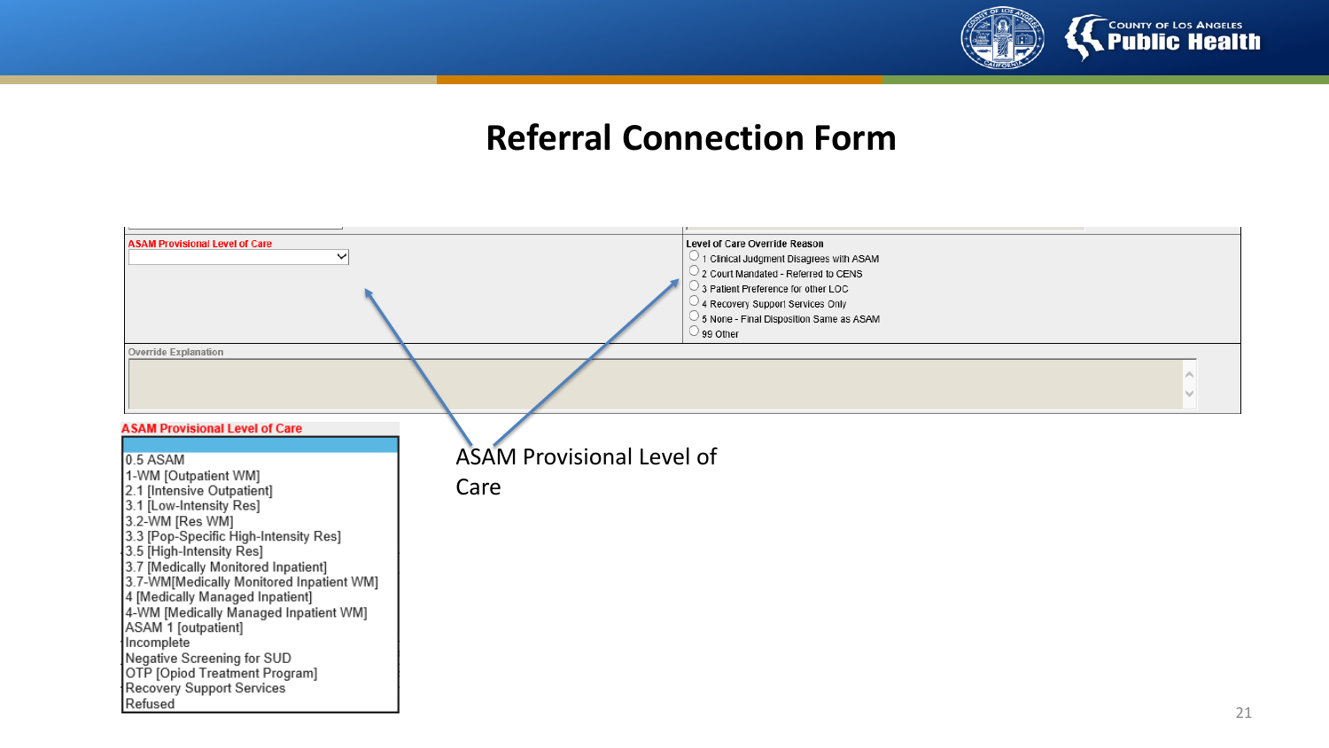# Referral Connection Form

**ASAM Provisional Level of Care**

**Level of Care Override Reason**

- 1 Clinical Judgment Disagrees with ASAM
- 2 Court Mandated - Referred to CENS
- 3 Patient Preference for other LOC
- 4 Recovery Support Services Only
- 5 None - Final Disposition Same as ASAM
- 99 Other

**Override Explanation**

**ASAM Provisional Level of Care**

- 0.5 ASAM
- 1-WM [Outpatient WM]
- 2.1 [Intensive Outpatient]
- 3.1 [Low-Intensity Res]
- 3.2-WM [Res WM]
- 3.3 [Pop-Specific High-Intensity Res]
- 3.5 [High-Intensity Res]
- 3.7 [Medically Monitored Inpatient]
- 3.7-WM[Medically Monitored Inpatient WM]
- 4 [Medically Managed Inpatient]
- 4-WM [Medically Managed Inpatient WM]
- ASAM 1 [outpatient]
- Incomplete
- Negative Screening for SUD
- OTP [Opiod Treatment Program]
- Recovery Support Services
- Refused

ASAM Provisional Level of Care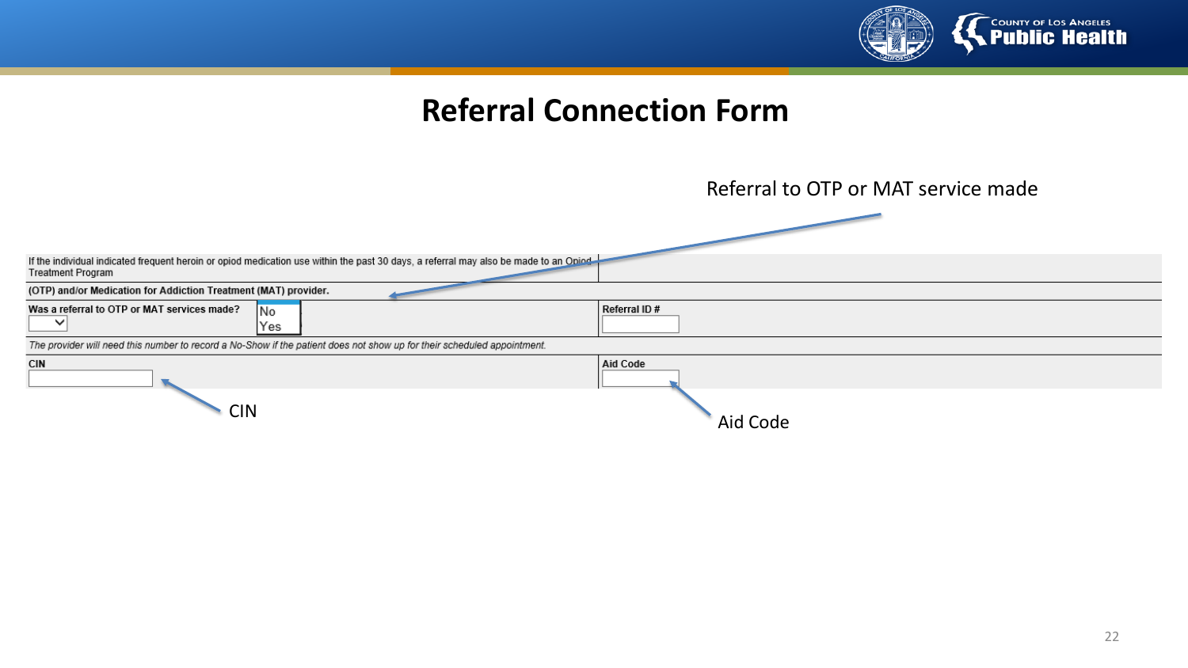# Referral Connection Form

Referral to OTP or MAT service made

If the individual indicated frequent heroin or opiod medication use within the past 30 days, a referral may also be made to an Opioid Treatment Program

**(OTP) and/or Medication for Addiction Treatment (MAT) provider.**

| **Was a referral to OTP or MAT services made?** No / Yes | **Referral ID #** |
| --- | --- |

*The provider will need this number to record a No-Show if the patient does not show up for their scheduled appointment.*

| **CIN** | **Aid Code** |
| --- | --- |

CIN

Aid Code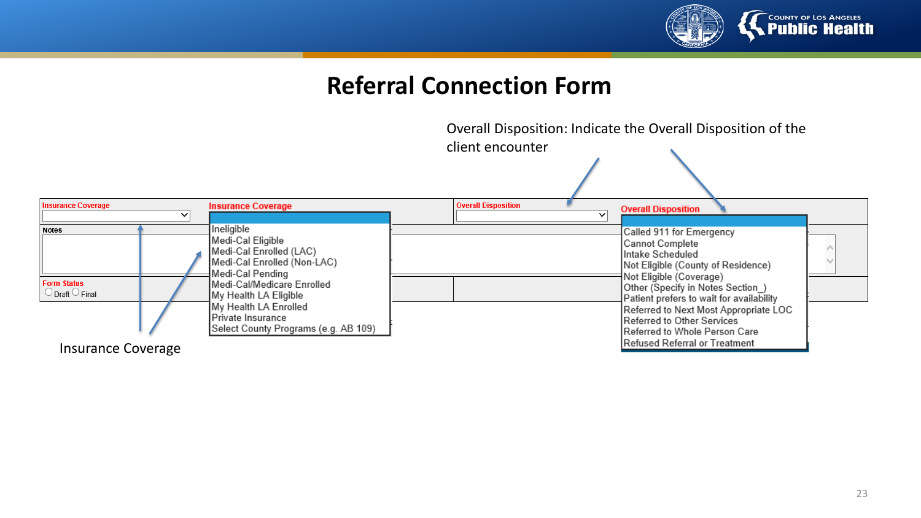# Referral Connection Form

Overall Disposition: Indicate the Overall Disposition of the client encounter

**Insurance Coverage**

**Notes**

**Form Status**
Draft Final

**Insurance Coverage**

- Ineligible
- Medi-Cal Eligible
- Medi-Cal Enrolled (LAC)
- Medi-Cal Enrolled (Non-LAC)
- Medi-Cal Pending
- Medi-Cal/Medicare Enrolled
- My Health LA Eligible
- My Health LA Enrolled
- Private Insurance
- Select County Programs (e.g. AB 109)

**Overall Disposition**

**Overall Disposition**

- Called 911 for Emergency
- Cannot Complete
- Intake Scheduled
- Not Eligible (County of Residence)
- Not Eligible (Coverage)
- Other (Specify in Notes Section_)
- Patient prefers to wait for availability
- Referred to Next Most Appropriate LOC
- Referred to Other Services
- Referred to Whole Person Care
- Refused Referral or Treatment

Insurance Coverage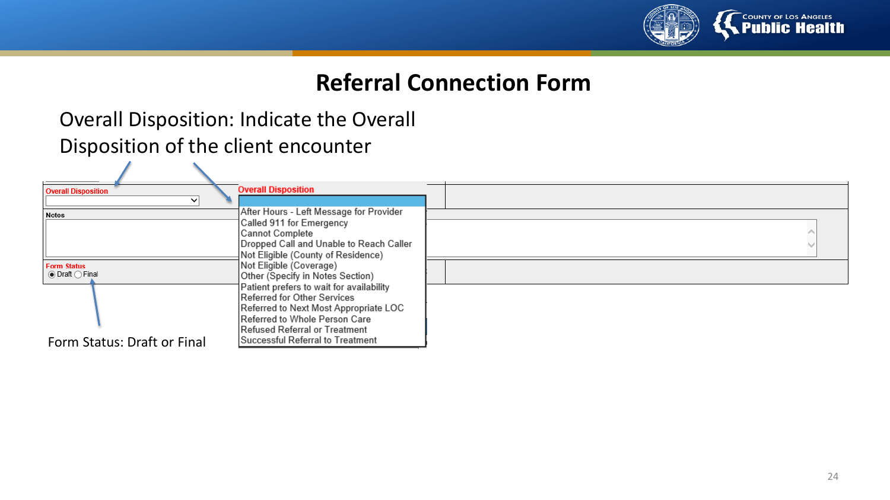# Referral Connection Form

Overall Disposition: Indicate the Overall Disposition of the client encounter

**Overall Disposition**

**Notes**

**Form Status**
◉ Draft ◯ Final

**Overall Disposition**

- After Hours - Left Message for Provider
- Called 911 for Emergency
- Cannot Complete
- Dropped Call and Unable to Reach Caller
- Not Eligible (County of Residence)
- Not Eligible (Coverage)
- Other (Specify in Notes Section)
- Patient prefers to wait for availability
- Referred for Other Services
- Referred to Next Most Appropriate LOC
- Referred to Whole Person Care
- Refused Referral or Treatment
- Successful Referral to Treatment

Form Status: Draft or Final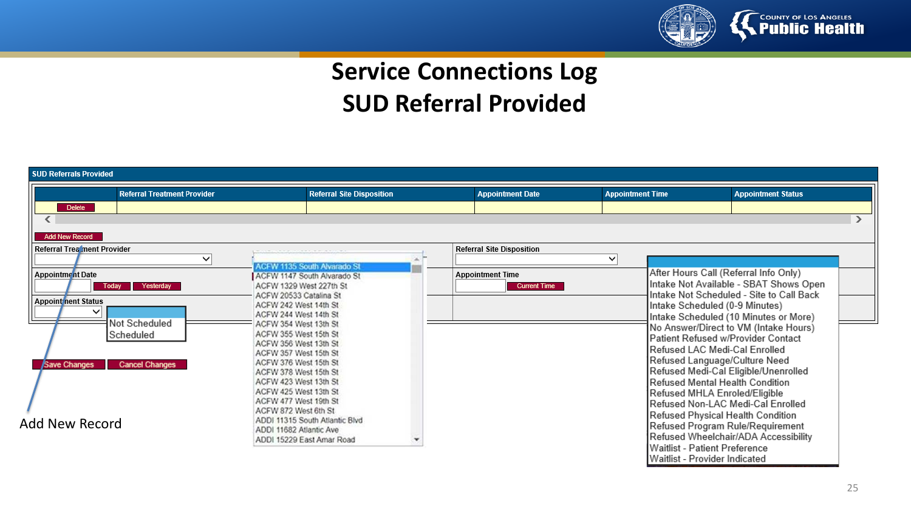# Service Connections Log
# SUD Referral Provided

**SUD Referrals Provided**

| | Referral Treatment Provider | Referral Site Disposition | Appointment Date | Appointment Time | Appointment Status |
|---|---|---|---|---|---|
| Delete | | | | | |

Add New Record

Referral Treatment Provider

Appointment Date — Today — Yesterday

Appointment Status

- Not Scheduled
- Scheduled

Save Changes — Cancel Changes

- ACFW 1135 South Alvarado St
- ACFW 1147 South Alvarado St
- ACFW 1329 West 227th St
- ACFW 20533 Catalina St
- ACFW 242 West 14th St
- ACFW 244 West 14th St
- ACFW 354 West 13th St
- ACFW 355 West 15th St
- ACFW 356 West 13th St
- ACFW 357 West 15th St
- ACFW 376 West 15th St
- ACFW 378 West 15th St
- ACFW 423 West 13th St
- ACFW 425 West 13th St
- ACFW 477 West 19th St
- ACFW 872 West 6th St
- ADDI 11315 South Atlantic Blvd
- ADDI 11682 Atlantic Ave
- ADDI 15229 East Amar Road

Referral Site Disposition

Appointment Time — Current Time

- After Hours Call (Referral Info Only)
- Intake Not Available - SBAT Shows Open
- Intake Not Scheduled - Site to Call Back
- Intake Scheduled (0-9 Minutes)
- Intake Scheduled (10 Minutes or More)
- No Answer/Direct to VM (Intake Hours)
- Patient Refused w/Provider Contact
- Refused LAC Medi-Cal Enrolled
- Refused Language/Culture Need
- Refused Medi-Cal Eligible/Unenrolled
- Refused Mental Health Condition
- Refused MHLA Enroled/Eligible
- Refused Non-LAC Medi-Cal Enrolled
- Refused Physical Health Condition
- Refused Program Rule/Requirement
- Refused Wheelchair/ADA Accessibility
- Waitlist - Patient Preference
- Waitlist - Provider Indicated

Add New Record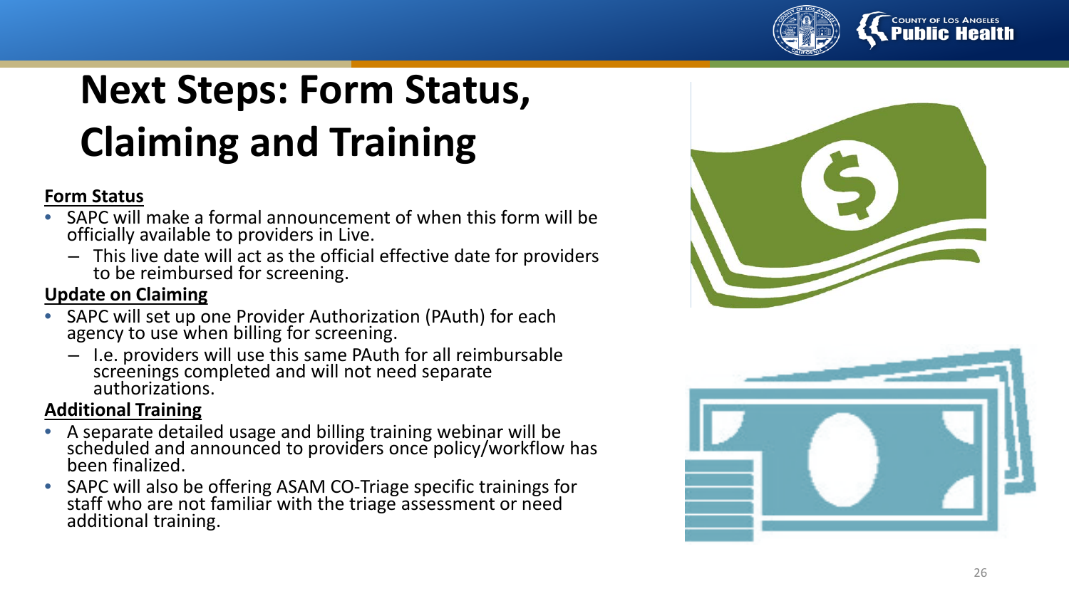# Next Steps: Form Status, Claiming and Training

**Form Status**

- SAPC will make a formal announcement of when this form will be officially available to providers in Live.
  - This live date will act as the official effective date for providers to be reimbursed for screening.

**Update on Claiming**

- SAPC will set up one Provider Authorization (PAuth) for each agency to use when billing for screening.
  - I.e. providers will use this same PAuth for all reimbursable screenings completed and will not need separate authorizations.

**Additional Training**

- A separate detailed usage and billing training webinar will be scheduled and announced to providers once policy/workflow has been finalized.
- SAPC will also be offering ASAM CO-Triage specific trainings for staff who are not familiar with the triage assessment or need additional training.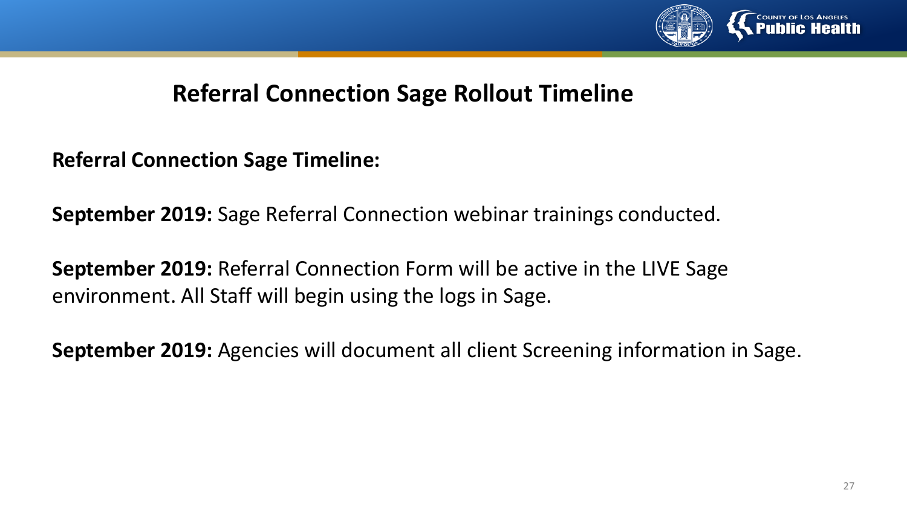## Referral Connection Sage Rollout Timeline

**Referral Connection Sage Timeline:**

**September 2019:** Sage Referral Connection webinar trainings conducted.

**September 2019:** Referral Connection Form will be active in the LIVE Sage environment. All Staff will begin using the logs in Sage.

**September 2019:** Agencies will document all client Screening information in Sage.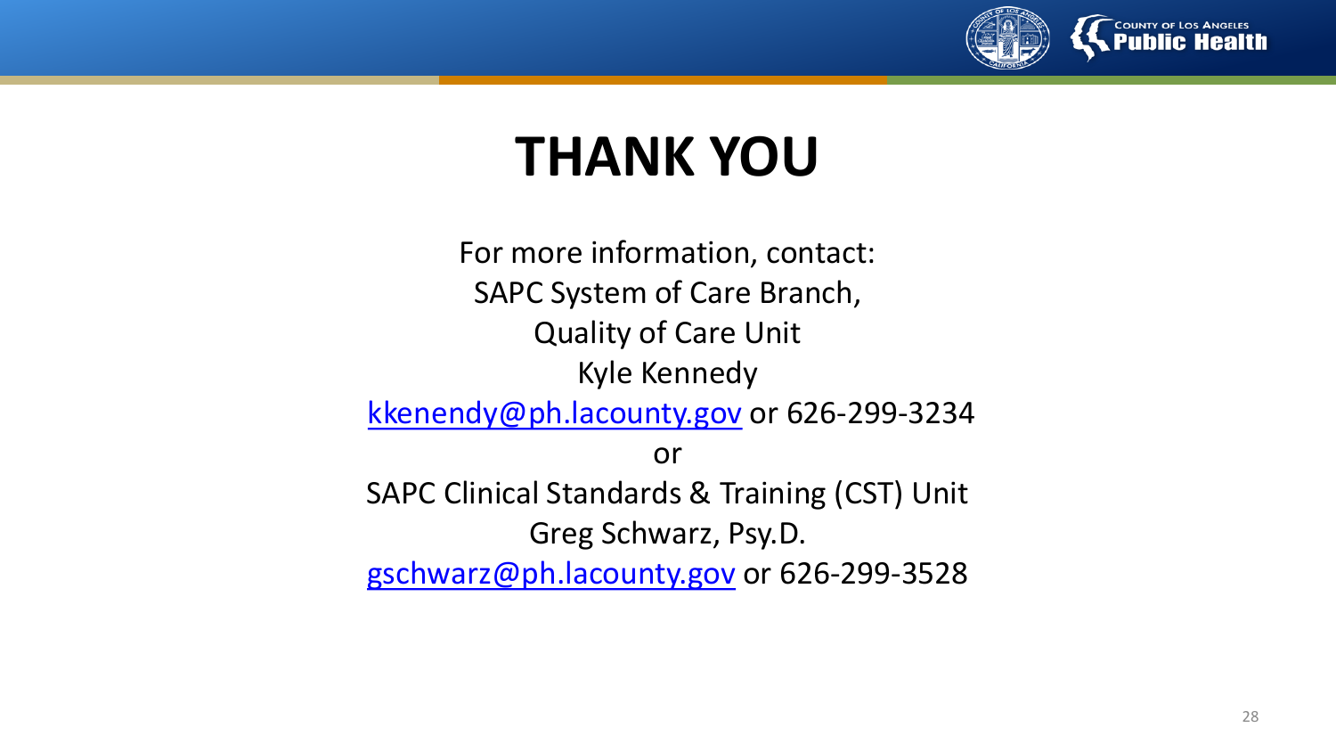# THANK YOU

For more information, contact:
SAPC System of Care Branch,
Quality of Care Unit
Kyle Kennedy
kkenendy@ph.lacounty.gov or 626-299-3234

or

SAPC Clinical Standards & Training (CST) Unit
Greg Schwarz, Psy.D.
gschwarz@ph.lacounty.gov or 626-299-3528